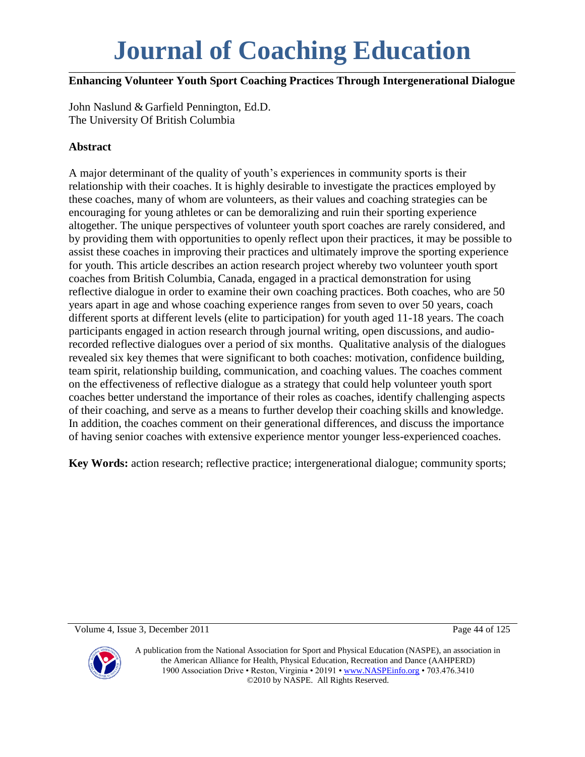# Journal of Coaching Education

## Enhancing Volunteer Youth Sport Coaching Practices Through Intergenerational Dialogue

John Naslund & Garfield Pennington, Ed.D.
The University Of British Columbia

### Abstract

A major determinant of the quality of youth's experiences in community sports is their relationship with their coaches. It is highly desirable to investigate the practices employed by these coaches, many of whom are volunteers, as their values and coaching strategies can be encouraging for young athletes or can be demoralizing and ruin their sporting experience altogether. The unique perspectives of volunteer youth sport coaches are rarely considered, and by providing them with opportunities to openly reflect upon their practices, it may be possible to assist these coaches in improving their practices and ultimately improve the sporting experience for youth. This article describes an action research project whereby two volunteer youth sport coaches from British Columbia, Canada, engaged in a practical demonstration for using reflective dialogue in order to examine their own coaching practices. Both coaches, who are 50 years apart in age and whose coaching experience ranges from seven to over 50 years, coach different sports at different levels (elite to participation) for youth aged 11-18 years. The coach participants engaged in action research through journal writing, open discussions, and audio-recorded reflective dialogues over a period of six months. Qualitative analysis of the dialogues revealed six key themes that were significant to both coaches: motivation, confidence building, team spirit, relationship building, communication, and coaching values. The coaches comment on the effectiveness of reflective dialogue as a strategy that could help volunteer youth sport coaches better understand the importance of their roles as coaches, identify challenging aspects of their coaching, and serve as a means to further develop their coaching skills and knowledge. In addition, the coaches comment on their generational differences, and discuss the importance of having senior coaches with extensive experience mentor younger less-experienced coaches.

**Key Words:** action research; reflective practice; intergenerational dialogue; community sports;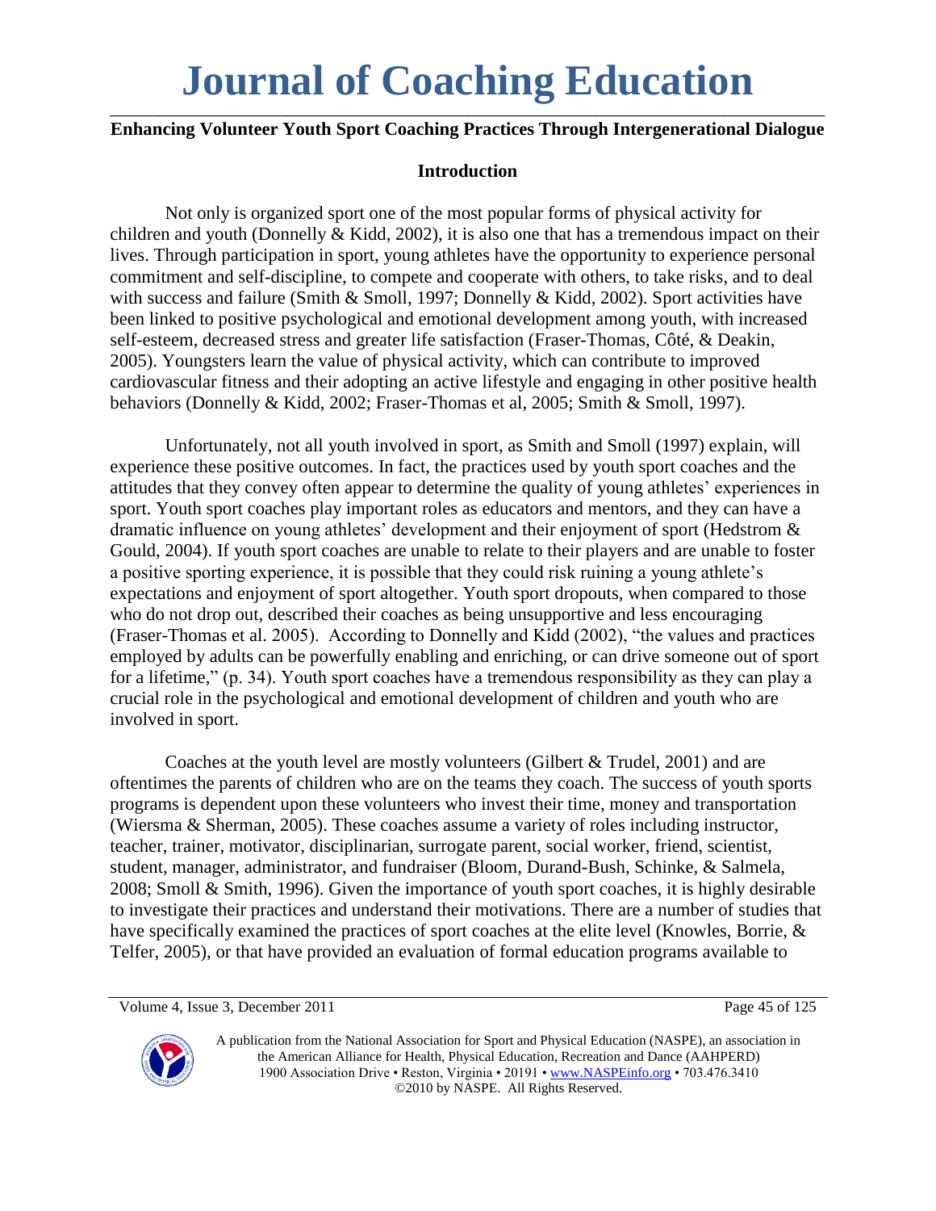# Journal of Coaching Education

## Enhancing Volunteer Youth Sport Coaching Practices Through Intergenerational Dialogue

### Introduction

Not only is organized sport one of the most popular forms of physical activity for children and youth (Donnelly & Kidd, 2002), it is also one that has a tremendous impact on their lives. Through participation in sport, young athletes have the opportunity to experience personal commitment and self-discipline, to compete and cooperate with others, to take risks, and to deal with success and failure (Smith & Smoll, 1997; Donnelly & Kidd, 2002). Sport activities have been linked to positive psychological and emotional development among youth, with increased self-esteem, decreased stress and greater life satisfaction (Fraser-Thomas, Côté, & Deakin, 2005). Youngsters learn the value of physical activity, which can contribute to improved cardiovascular fitness and their adopting an active lifestyle and engaging in other positive health behaviors (Donnelly & Kidd, 2002; Fraser-Thomas et al, 2005; Smith & Smoll, 1997).

Unfortunately, not all youth involved in sport, as Smith and Smoll (1997) explain, will experience these positive outcomes. In fact, the practices used by youth sport coaches and the attitudes that they convey often appear to determine the quality of young athletes' experiences in sport. Youth sport coaches play important roles as educators and mentors, and they can have a dramatic influence on young athletes' development and their enjoyment of sport (Hedstrom & Gould, 2004). If youth sport coaches are unable to relate to their players and are unable to foster a positive sporting experience, it is possible that they could risk ruining a young athlete's expectations and enjoyment of sport altogether. Youth sport dropouts, when compared to those who do not drop out, described their coaches as being unsupportive and less encouraging (Fraser-Thomas et al. 2005). According to Donnelly and Kidd (2002), "the values and practices employed by adults can be powerfully enabling and enriching, or can drive someone out of sport for a lifetime," (p. 34). Youth sport coaches have a tremendous responsibility as they can play a crucial role in the psychological and emotional development of children and youth who are involved in sport.

Coaches at the youth level are mostly volunteers (Gilbert & Trudel, 2001) and are oftentimes the parents of children who are on the teams they coach. The success of youth sports programs is dependent upon these volunteers who invest their time, money and transportation (Wiersma & Sherman, 2005). These coaches assume a variety of roles including instructor, teacher, trainer, motivator, disciplinarian, surrogate parent, social worker, friend, scientist, student, manager, administrator, and fundraiser (Bloom, Durand-Bush, Schinke, & Salmela, 2008; Smoll & Smith, 1996). Given the importance of youth sport coaches, it is highly desirable to investigate their practices and understand their motivations. There are a number of studies that have specifically examined the practices of sport coaches at the elite level (Knowles, Borrie, & Telfer, 2005), or that have provided an evaluation of formal education programs available to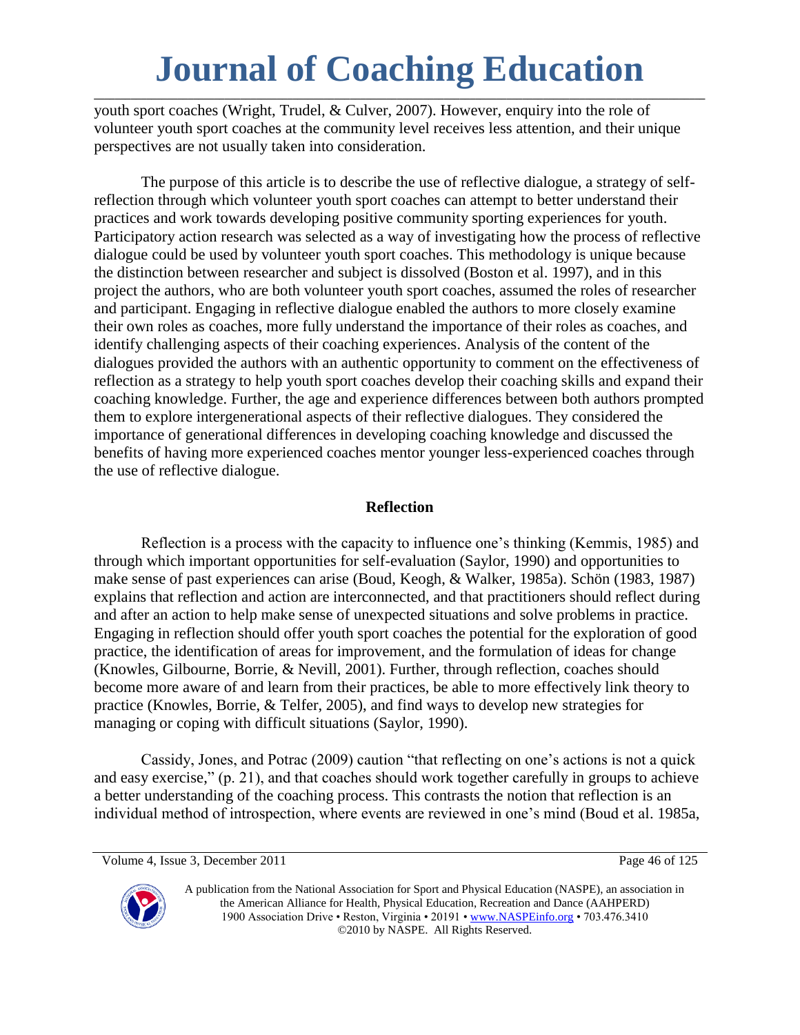youth sport coaches (Wright, Trudel, & Culver, 2007). However, enquiry into the role of volunteer youth sport coaches at the community level receives less attention, and their unique perspectives are not usually taken into consideration.

The purpose of this article is to describe the use of reflective dialogue, a strategy of self-reflection through which volunteer youth sport coaches can attempt to better understand their practices and work towards developing positive community sporting experiences for youth. Participatory action research was selected as a way of investigating how the process of reflective dialogue could be used by volunteer youth sport coaches. This methodology is unique because the distinction between researcher and subject is dissolved (Boston et al. 1997), and in this project the authors, who are both volunteer youth sport coaches, assumed the roles of researcher and participant. Engaging in reflective dialogue enabled the authors to more closely examine their own roles as coaches, more fully understand the importance of their roles as coaches, and identify challenging aspects of their coaching experiences. Analysis of the content of the dialogues provided the authors with an authentic opportunity to comment on the effectiveness of reflection as a strategy to help youth sport coaches develop their coaching skills and expand their coaching knowledge. Further, the age and experience differences between both authors prompted them to explore intergenerational aspects of their reflective dialogues. They considered the importance of generational differences in developing coaching knowledge and discussed the benefits of having more experienced coaches mentor younger less-experienced coaches through the use of reflective dialogue.

## Reflection

Reflection is a process with the capacity to influence one's thinking (Kemmis, 1985) and through which important opportunities for self-evaluation (Saylor, 1990) and opportunities to make sense of past experiences can arise (Boud, Keogh, & Walker, 1985a). Schön (1983, 1987) explains that reflection and action are interconnected, and that practitioners should reflect during and after an action to help make sense of unexpected situations and solve problems in practice. Engaging in reflection should offer youth sport coaches the potential for the exploration of good practice, the identification of areas for improvement, and the formulation of ideas for change (Knowles, Gilbourne, Borrie, & Nevill, 2001). Further, through reflection, coaches should become more aware of and learn from their practices, be able to more effectively link theory to practice (Knowles, Borrie, & Telfer, 2005), and find ways to develop new strategies for managing or coping with difficult situations (Saylor, 1990).

Cassidy, Jones, and Potrac (2009) caution "that reflecting on one's actions is not a quick and easy exercise," (p. 21), and that coaches should work together carefully in groups to achieve a better understanding of the coaching process. This contrasts the notion that reflection is an individual method of introspection, where events are reviewed in one's mind (Boud et al. 1985a,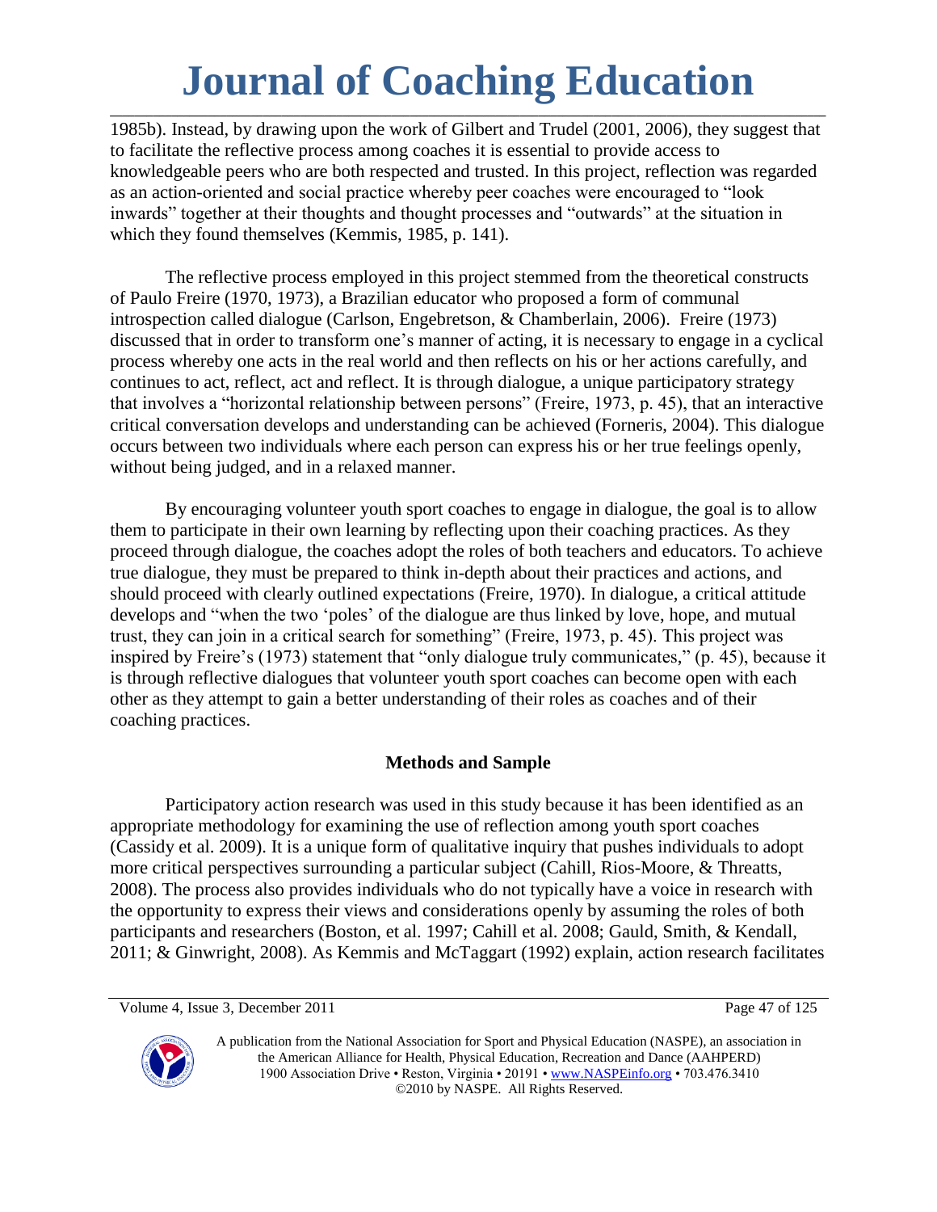1985b). Instead, by drawing upon the work of Gilbert and Trudel (2001, 2006), they suggest that to facilitate the reflective process among coaches it is essential to provide access to knowledgeable peers who are both respected and trusted. In this project, reflection was regarded as an action-oriented and social practice whereby peer coaches were encouraged to "look inwards" together at their thoughts and thought processes and "outwards" at the situation in which they found themselves (Kemmis, 1985, p. 141).

The reflective process employed in this project stemmed from the theoretical constructs of Paulo Freire (1970, 1973), a Brazilian educator who proposed a form of communal introspection called dialogue (Carlson, Engebretson, & Chamberlain, 2006). Freire (1973) discussed that in order to transform one's manner of acting, it is necessary to engage in a cyclical process whereby one acts in the real world and then reflects on his or her actions carefully, and continues to act, reflect, act and reflect. It is through dialogue, a unique participatory strategy that involves a "horizontal relationship between persons" (Freire, 1973, p. 45), that an interactive critical conversation develops and understanding can be achieved (Forneris, 2004). This dialogue occurs between two individuals where each person can express his or her true feelings openly, without being judged, and in a relaxed manner.

By encouraging volunteer youth sport coaches to engage in dialogue, the goal is to allow them to participate in their own learning by reflecting upon their coaching practices. As they proceed through dialogue, the coaches adopt the roles of both teachers and educators. To achieve true dialogue, they must be prepared to think in-depth about their practices and actions, and should proceed with clearly outlined expectations (Freire, 1970). In dialogue, a critical attitude develops and "when the two 'poles' of the dialogue are thus linked by love, hope, and mutual trust, they can join in a critical search for something" (Freire, 1973, p. 45). This project was inspired by Freire's (1973) statement that "only dialogue truly communicates," (p. 45), because it is through reflective dialogues that volunteer youth sport coaches can become open with each other as they attempt to gain a better understanding of their roles as coaches and of their coaching practices.

## Methods and Sample

Participatory action research was used in this study because it has been identified as an appropriate methodology for examining the use of reflection among youth sport coaches (Cassidy et al. 2009). It is a unique form of qualitative inquiry that pushes individuals to adopt more critical perspectives surrounding a particular subject (Cahill, Rios-Moore, & Threatts, 2008). The process also provides individuals who do not typically have a voice in research with the opportunity to express their views and considerations openly by assuming the roles of both participants and researchers (Boston, et al. 1997; Cahill et al. 2008; Gauld, Smith, & Kendall, 2011; & Ginwright, 2008). As Kemmis and McTaggart (1992) explain, action research facilitates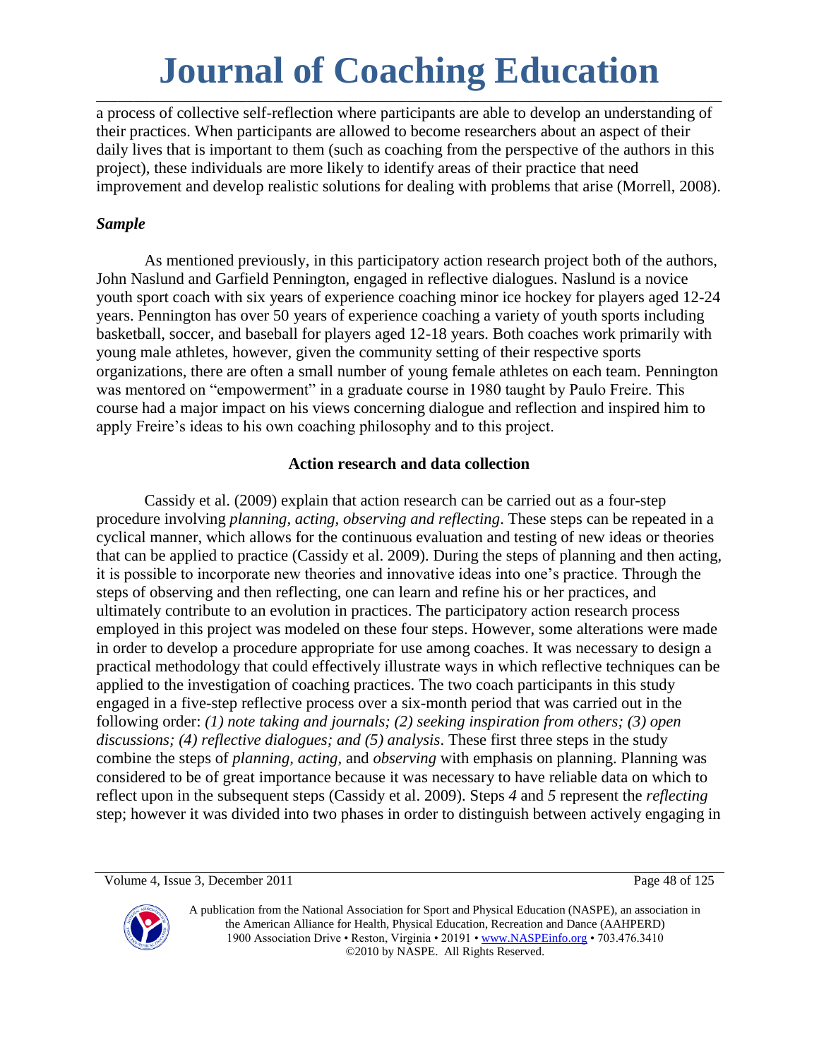a process of collective self-reflection where participants are able to develop an understanding of their practices. When participants are allowed to become researchers about an aspect of their daily lives that is important to them (such as coaching from the perspective of the authors in this project), these individuals are more likely to identify areas of their practice that need improvement and develop realistic solutions for dealing with problems that arise (Morrell, 2008).

### *Sample*

As mentioned previously, in this participatory action research project both of the authors, John Naslund and Garfield Pennington, engaged in reflective dialogues. Naslund is a novice youth sport coach with six years of experience coaching minor ice hockey for players aged 12-24 years. Pennington has over 50 years of experience coaching a variety of youth sports including basketball, soccer, and baseball for players aged 12-18 years. Both coaches work primarily with young male athletes, however, given the community setting of their respective sports organizations, there are often a small number of young female athletes on each team. Pennington was mentored on "empowerment" in a graduate course in 1980 taught by Paulo Freire. This course had a major impact on his views concerning dialogue and reflection and inspired him to apply Freire's ideas to his own coaching philosophy and to this project.

## Action research and data collection

Cassidy et al. (2009) explain that action research can be carried out as a four-step procedure involving *planning, acting, observing and reflecting*. These steps can be repeated in a cyclical manner, which allows for the continuous evaluation and testing of new ideas or theories that can be applied to practice (Cassidy et al. 2009). During the steps of planning and then acting, it is possible to incorporate new theories and innovative ideas into one's practice. Through the steps of observing and then reflecting, one can learn and refine his or her practices, and ultimately contribute to an evolution in practices. The participatory action research process employed in this project was modeled on these four steps. However, some alterations were made in order to develop a procedure appropriate for use among coaches. It was necessary to design a practical methodology that could effectively illustrate ways in which reflective techniques can be applied to the investigation of coaching practices. The two coach participants in this study engaged in a five-step reflective process over a six-month period that was carried out in the following order: *(1) note taking and journals; (2) seeking inspiration from others; (3) open discussions; (4) reflective dialogues; and (5) analysis*. These first three steps in the study combine the steps of *planning, acting,* and *observing* with emphasis on planning. Planning was considered to be of great importance because it was necessary to have reliable data on which to reflect upon in the subsequent steps (Cassidy et al. 2009). Steps *4* and *5* represent the *reflecting* step; however it was divided into two phases in order to distinguish between actively engaging in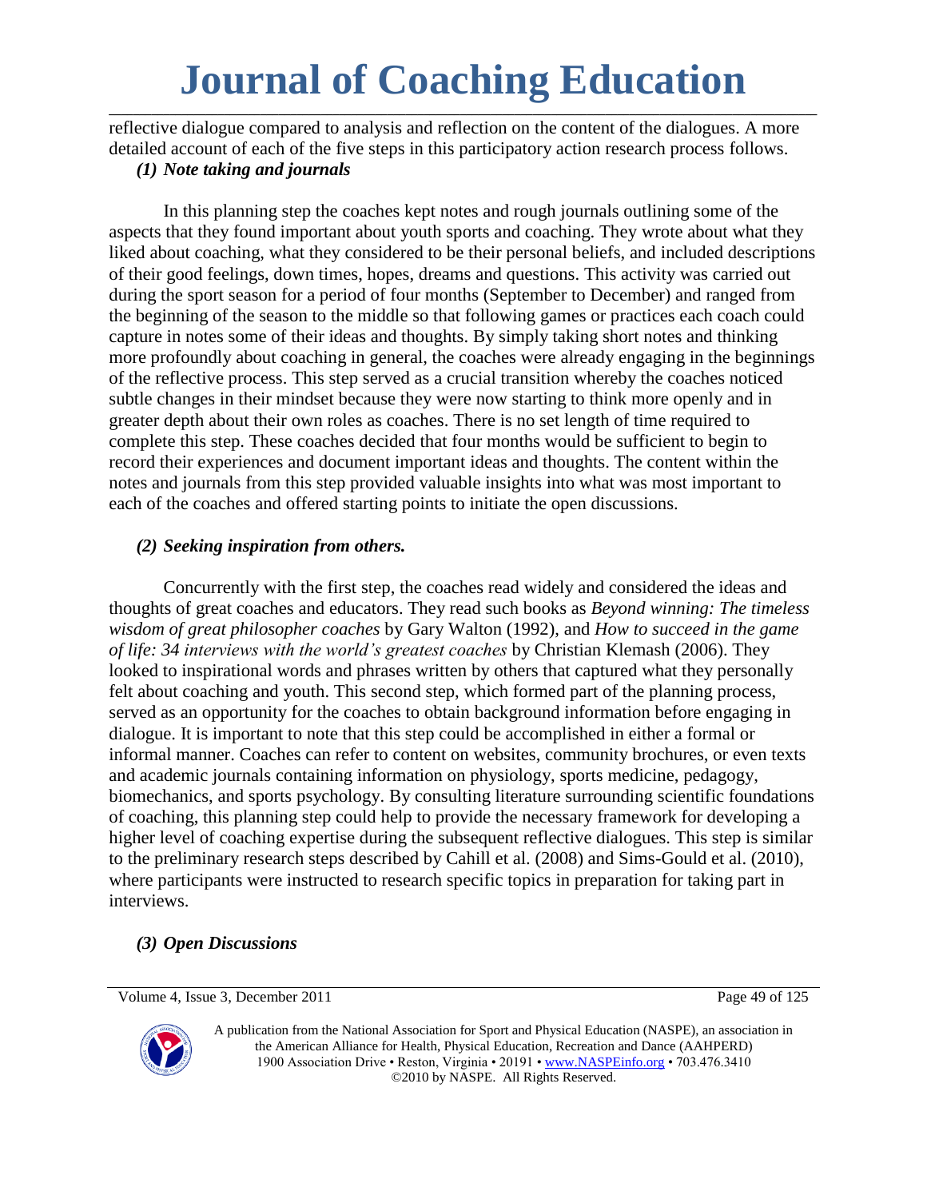reflective dialogue compared to analysis and reflection on the content of the dialogues. A more detailed account of each of the five steps in this participatory action research process follows.

***(1) Note taking and journals***

In this planning step the coaches kept notes and rough journals outlining some of the aspects that they found important about youth sports and coaching. They wrote about what they liked about coaching, what they considered to be their personal beliefs, and included descriptions of their good feelings, down times, hopes, dreams and questions. This activity was carried out during the sport season for a period of four months (September to December) and ranged from the beginning of the season to the middle so that following games or practices each coach could capture in notes some of their ideas and thoughts. By simply taking short notes and thinking more profoundly about coaching in general, the coaches were already engaging in the beginnings of the reflective process. This step served as a crucial transition whereby the coaches noticed subtle changes in their mindset because they were now starting to think more openly and in greater depth about their own roles as coaches. There is no set length of time required to complete this step. These coaches decided that four months would be sufficient to begin to record their experiences and document important ideas and thoughts. The content within the notes and journals from this step provided valuable insights into what was most important to each of the coaches and offered starting points to initiate the open discussions.

***(2) Seeking inspiration from others.***

Concurrently with the first step, the coaches read widely and considered the ideas and thoughts of great coaches and educators. They read such books as *Beyond winning: The timeless wisdom of great philosopher coaches* by Gary Walton (1992), and *How to succeed in the game of life: 34 interviews with the world's greatest coaches* by Christian Klemash (2006). They looked to inspirational words and phrases written by others that captured what they personally felt about coaching and youth. This second step, which formed part of the planning process, served as an opportunity for the coaches to obtain background information before engaging in dialogue. It is important to note that this step could be accomplished in either a formal or informal manner. Coaches can refer to content on websites, community brochures, or even texts and academic journals containing information on physiology, sports medicine, pedagogy, biomechanics, and sports psychology. By consulting literature surrounding scientific foundations of coaching, this planning step could help to provide the necessary framework for developing a higher level of coaching expertise during the subsequent reflective dialogues. This step is similar to the preliminary research steps described by Cahill et al. (2008) and Sims-Gould et al. (2010), where participants were instructed to research specific topics in preparation for taking part in interviews.

***(3) Open Discussions***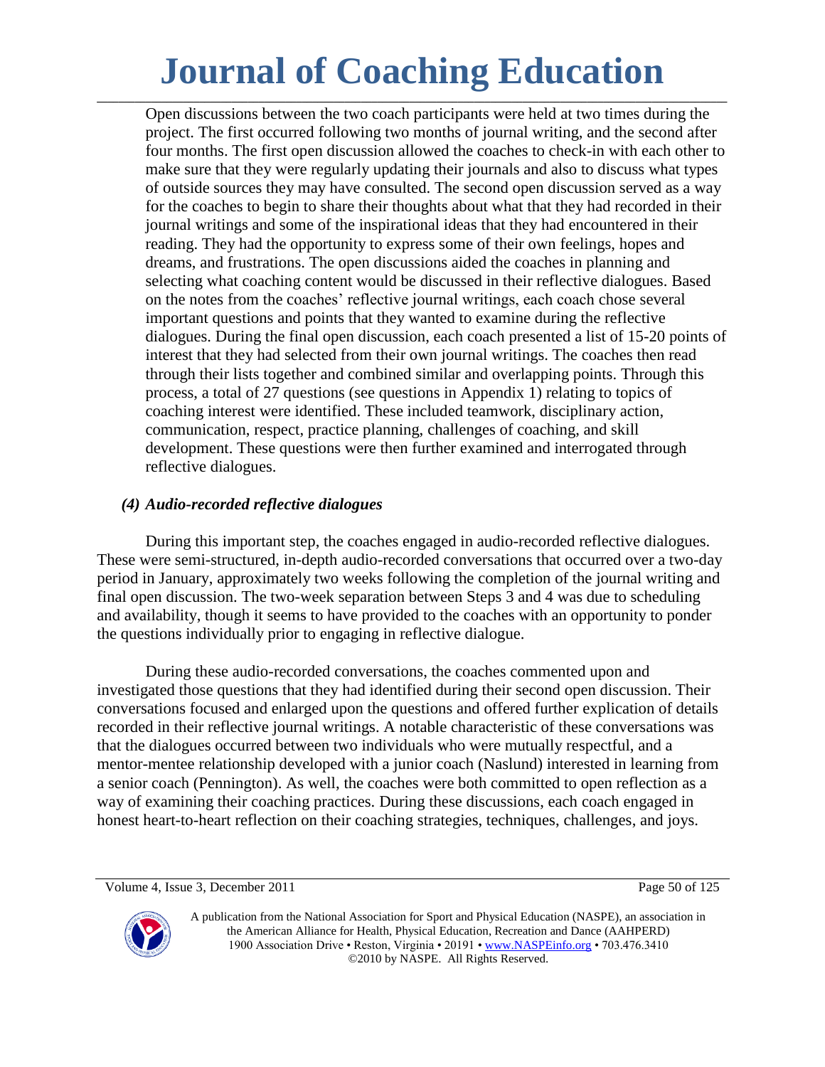Open discussions between the two coach participants were held at two times during the project. The first occurred following two months of journal writing, and the second after four months. The first open discussion allowed the coaches to check-in with each other to make sure that they were regularly updating their journals and also to discuss what types of outside sources they may have consulted. The second open discussion served as a way for the coaches to begin to share their thoughts about what that they had recorded in their journal writings and some of the inspirational ideas that they had encountered in their reading. They had the opportunity to express some of their own feelings, hopes and dreams, and frustrations. The open discussions aided the coaches in planning and selecting what coaching content would be discussed in their reflective dialogues. Based on the notes from the coaches' reflective journal writings, each coach chose several important questions and points that they wanted to examine during the reflective dialogues. During the final open discussion, each coach presented a list of 15-20 points of interest that they had selected from their own journal writings. The coaches then read through their lists together and combined similar and overlapping points. Through this process, a total of 27 questions (see questions in Appendix 1) relating to topics of coaching interest were identified. These included teamwork, disciplinary action, communication, respect, practice planning, challenges of coaching, and skill development. These questions were then further examined and interrogated through reflective dialogues.

### *(4) Audio-recorded reflective dialogues*

During this important step, the coaches engaged in audio-recorded reflective dialogues. These were semi-structured, in-depth audio-recorded conversations that occurred over a two-day period in January, approximately two weeks following the completion of the journal writing and final open discussion. The two-week separation between Steps 3 and 4 was due to scheduling and availability, though it seems to have provided to the coaches with an opportunity to ponder the questions individually prior to engaging in reflective dialogue.

During these audio-recorded conversations, the coaches commented upon and investigated those questions that they had identified during their second open discussion. Their conversations focused and enlarged upon the questions and offered further explication of details recorded in their reflective journal writings. A notable characteristic of these conversations was that the dialogues occurred between two individuals who were mutually respectful, and a mentor-mentee relationship developed with a junior coach (Naslund) interested in learning from a senior coach (Pennington). As well, the coaches were both committed to open reflection as a way of examining their coaching practices. During these discussions, each coach engaged in honest heart-to-heart reflection on their coaching strategies, techniques, challenges, and joys.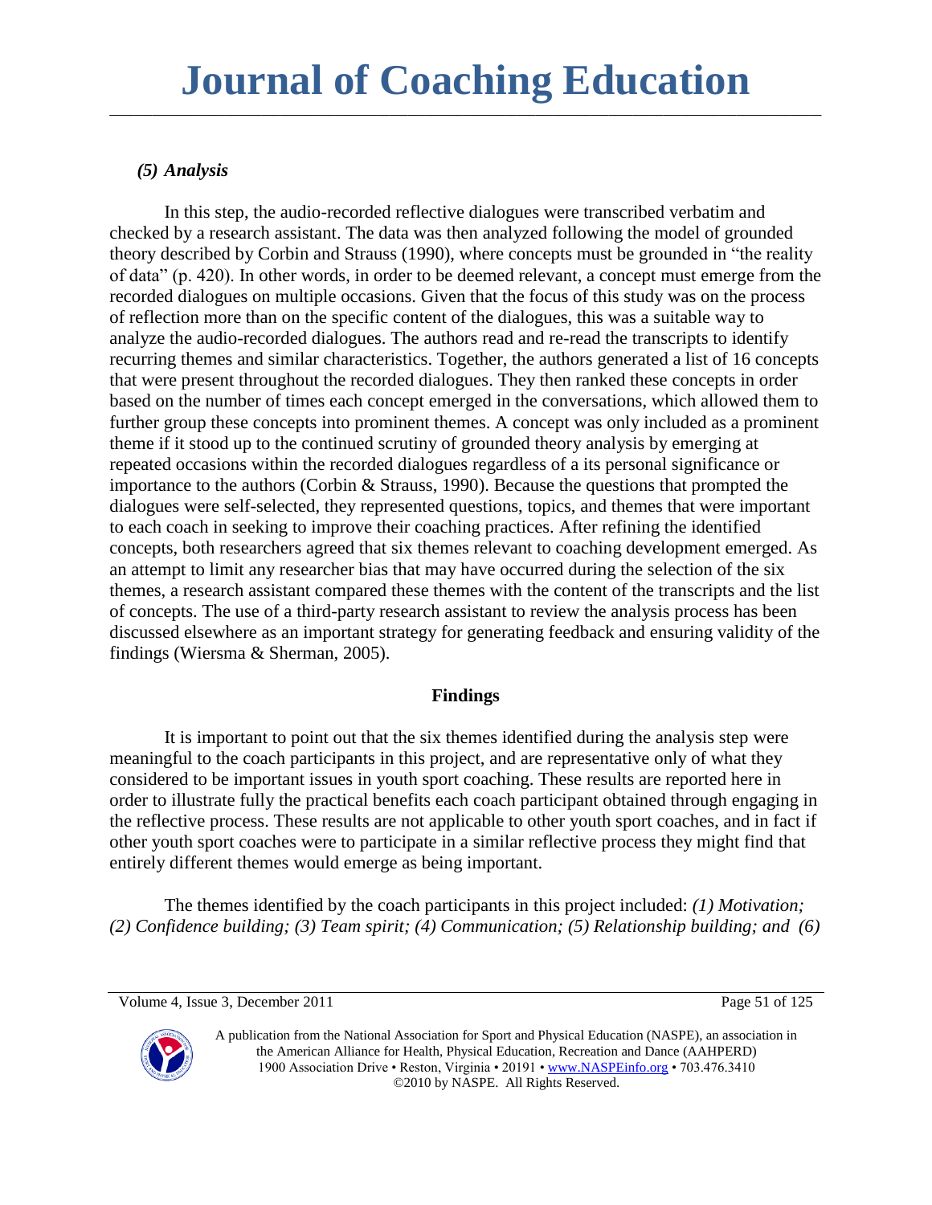### *(5) Analysis*

In this step, the audio-recorded reflective dialogues were transcribed verbatim and checked by a research assistant. The data was then analyzed following the model of grounded theory described by Corbin and Strauss (1990), where concepts must be grounded in "the reality of data" (p. 420). In other words, in order to be deemed relevant, a concept must emerge from the recorded dialogues on multiple occasions. Given that the focus of this study was on the process of reflection more than on the specific content of the dialogues, this was a suitable way to analyze the audio-recorded dialogues. The authors read and re-read the transcripts to identify recurring themes and similar characteristics. Together, the authors generated a list of 16 concepts that were present throughout the recorded dialogues. They then ranked these concepts in order based on the number of times each concept emerged in the conversations, which allowed them to further group these concepts into prominent themes. A concept was only included as a prominent theme if it stood up to the continued scrutiny of grounded theory analysis by emerging at repeated occasions within the recorded dialogues regardless of a its personal significance or importance to the authors (Corbin & Strauss, 1990). Because the questions that prompted the dialogues were self-selected, they represented questions, topics, and themes that were important to each coach in seeking to improve their coaching practices. After refining the identified concepts, both researchers agreed that six themes relevant to coaching development emerged. As an attempt to limit any researcher bias that may have occurred during the selection of the six themes, a research assistant compared these themes with the content of the transcripts and the list of concepts. The use of a third-party research assistant to review the analysis process has been discussed elsewhere as an important strategy for generating feedback and ensuring validity of the findings (Wiersma & Sherman, 2005).

## Findings

It is important to point out that the six themes identified during the analysis step were meaningful to the coach participants in this project, and are representative only of what they considered to be important issues in youth sport coaching. These results are reported here in order to illustrate fully the practical benefits each coach participant obtained through engaging in the reflective process. These results are not applicable to other youth sport coaches, and in fact if other youth sport coaches were to participate in a similar reflective process they might find that entirely different themes would emerge as being important.

The themes identified by the coach participants in this project included: *(1) Motivation; (2) Confidence building; (3) Team spirit; (4) Communication; (5) Relationship building; and (6)*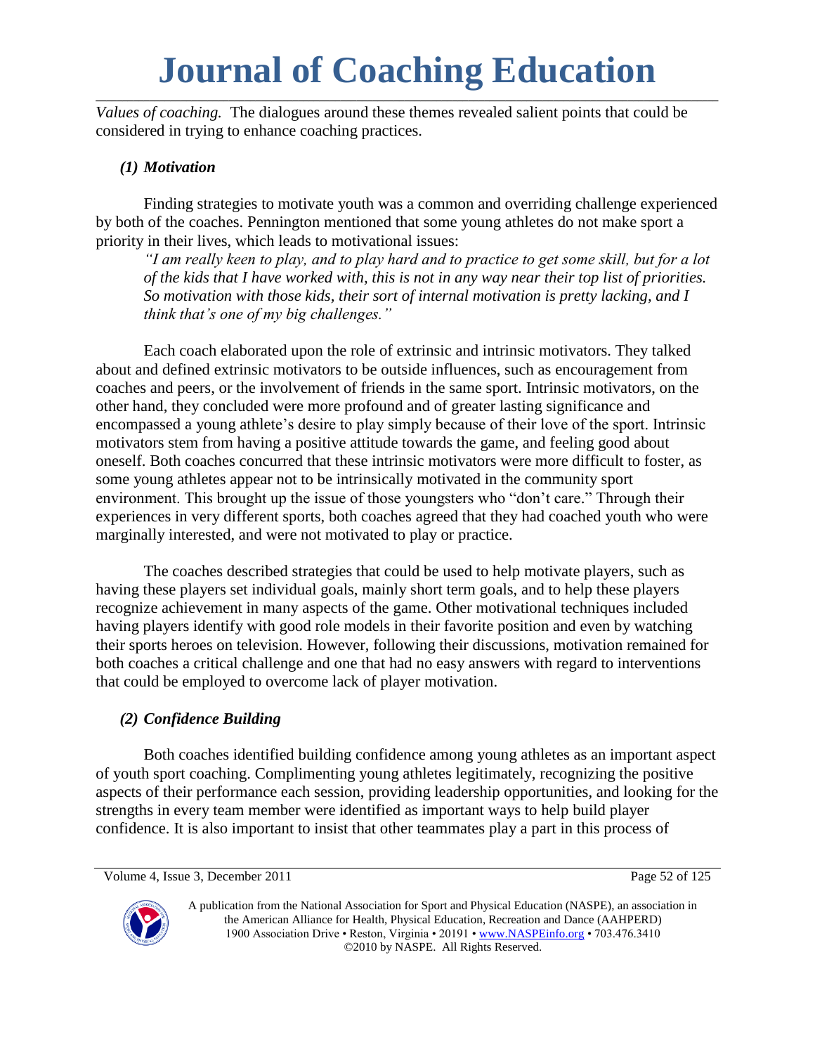*Values of coaching.* The dialogues around these themes revealed salient points that could be considered in trying to enhance coaching practices.

### *(1) Motivation*

Finding strategies to motivate youth was a common and overriding challenge experienced by both of the coaches. Pennington mentioned that some young athletes do not make sport a priority in their lives, which leads to motivational issues:

> *"I am really keen to play, and to play hard and to practice to get some skill, but for a lot of the kids that I have worked with, this is not in any way near their top list of priorities. So motivation with those kids, their sort of internal motivation is pretty lacking, and I think that's one of my big challenges."*

Each coach elaborated upon the role of extrinsic and intrinsic motivators. They talked about and defined extrinsic motivators to be outside influences, such as encouragement from coaches and peers, or the involvement of friends in the same sport. Intrinsic motivators, on the other hand, they concluded were more profound and of greater lasting significance and encompassed a young athlete's desire to play simply because of their love of the sport. Intrinsic motivators stem from having a positive attitude towards the game, and feeling good about oneself. Both coaches concurred that these intrinsic motivators were more difficult to foster, as some young athletes appear not to be intrinsically motivated in the community sport environment. This brought up the issue of those youngsters who "don't care." Through their experiences in very different sports, both coaches agreed that they had coached youth who were marginally interested, and were not motivated to play or practice.

The coaches described strategies that could be used to help motivate players, such as having these players set individual goals, mainly short term goals, and to help these players recognize achievement in many aspects of the game. Other motivational techniques included having players identify with good role models in their favorite position and even by watching their sports heroes on television. However, following their discussions, motivation remained for both coaches a critical challenge and one that had no easy answers with regard to interventions that could be employed to overcome lack of player motivation.

### *(2) Confidence Building*

Both coaches identified building confidence among young athletes as an important aspect of youth sport coaching. Complimenting young athletes legitimately, recognizing the positive aspects of their performance each session, providing leadership opportunities, and looking for the strengths in every team member were identified as important ways to help build player confidence. It is also important to insist that other teammates play a part in this process of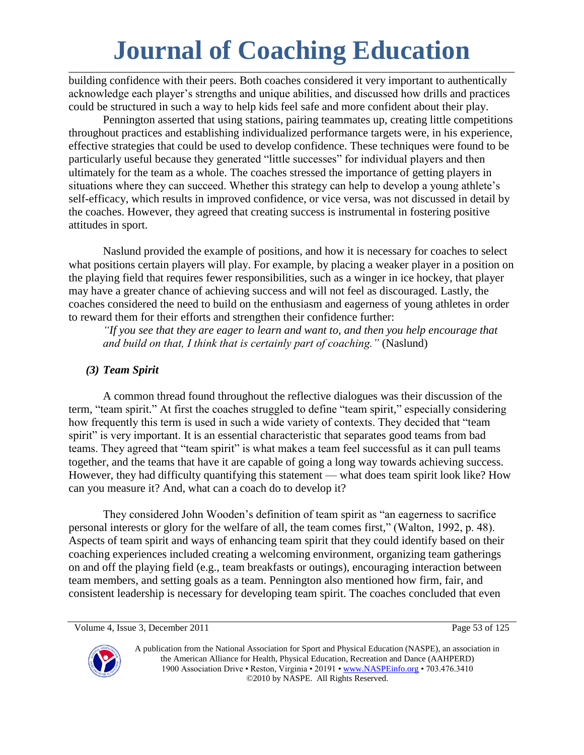building confidence with their peers. Both coaches considered it very important to authentically acknowledge each player's strengths and unique abilities, and discussed how drills and practices could be structured in such a way to help kids feel safe and more confident about their play.

Pennington asserted that using stations, pairing teammates up, creating little competitions throughout practices and establishing individualized performance targets were, in his experience, effective strategies that could be used to develop confidence. These techniques were found to be particularly useful because they generated "little successes" for individual players and then ultimately for the team as a whole. The coaches stressed the importance of getting players in situations where they can succeed. Whether this strategy can help to develop a young athlete's self-efficacy, which results in improved confidence, or vice versa, was not discussed in detail by the coaches. However, they agreed that creating success is instrumental in fostering positive attitudes in sport.

Naslund provided the example of positions, and how it is necessary for coaches to select what positions certain players will play. For example, by placing a weaker player in a position on the playing field that requires fewer responsibilities, such as a winger in ice hockey, that player may have a greater chance of achieving success and will not feel as discouraged. Lastly, the coaches considered the need to build on the enthusiasm and eagerness of young athletes in order to reward them for their efforts and strengthen their confidence further:

> *"If you see that they are eager to learn and want to, and then you help encourage that and build on that, I think that is certainly part of coaching."* (Naslund)

### *(3) Team Spirit*

A common thread found throughout the reflective dialogues was their discussion of the term, "team spirit." At first the coaches struggled to define "team spirit," especially considering how frequently this term is used in such a wide variety of contexts. They decided that "team spirit" is very important. It is an essential characteristic that separates good teams from bad teams. They agreed that "team spirit" is what makes a team feel successful as it can pull teams together, and the teams that have it are capable of going a long way towards achieving success. However, they had difficulty quantifying this statement — what does team spirit look like? How can you measure it? And, what can a coach do to develop it?

They considered John Wooden's definition of team spirit as "an eagerness to sacrifice personal interests or glory for the welfare of all, the team comes first," (Walton, 1992, p. 48). Aspects of team spirit and ways of enhancing team spirit that they could identify based on their coaching experiences included creating a welcoming environment, organizing team gatherings on and off the playing field (e.g., team breakfasts or outings), encouraging interaction between team members, and setting goals as a team. Pennington also mentioned how firm, fair, and consistent leadership is necessary for developing team spirit. The coaches concluded that even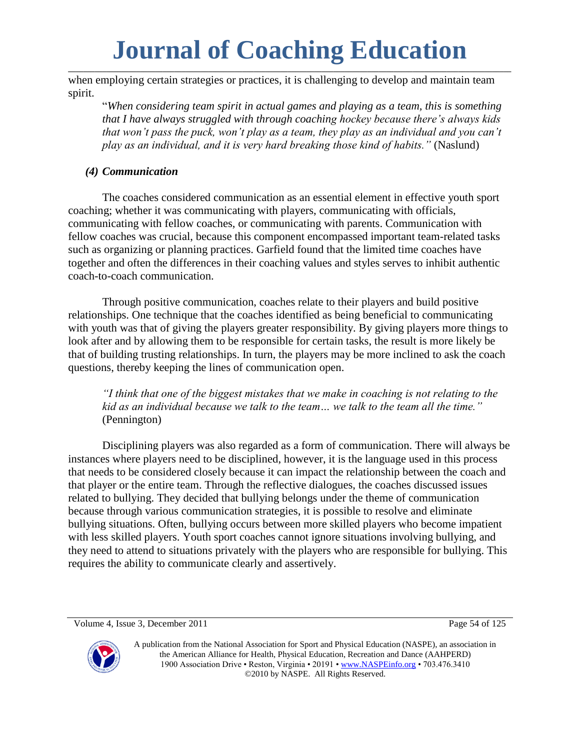when employing certain strategies or practices, it is challenging to develop and maintain team spirit.

> "*When considering team spirit in actual games and playing as a team, this is something that I have always struggled with through coaching hockey because there's always kids that won't pass the puck, won't play as a team, they play as an individual and you can't play as an individual, and it is very hard breaking those kind of habits."* (Naslund)

### *(4) Communication*

The coaches considered communication as an essential element in effective youth sport coaching; whether it was communicating with players, communicating with officials, communicating with fellow coaches, or communicating with parents. Communication with fellow coaches was crucial, because this component encompassed important team-related tasks such as organizing or planning practices. Garfield found that the limited time coaches have together and often the differences in their coaching values and styles serves to inhibit authentic coach-to-coach communication.

Through positive communication, coaches relate to their players and build positive relationships. One technique that the coaches identified as being beneficial to communicating with youth was that of giving the players greater responsibility. By giving players more things to look after and by allowing them to be responsible for certain tasks, the result is more likely be that of building trusting relationships. In turn, the players may be more inclined to ask the coach questions, thereby keeping the lines of communication open.

> *"I think that one of the biggest mistakes that we make in coaching is not relating to the kid as an individual because we talk to the team… we talk to the team all the time."* (Pennington)

Disciplining players was also regarded as a form of communication. There will always be instances where players need to be disciplined, however, it is the language used in this process that needs to be considered closely because it can impact the relationship between the coach and that player or the entire team. Through the reflective dialogues, the coaches discussed issues related to bullying. They decided that bullying belongs under the theme of communication because through various communication strategies, it is possible to resolve and eliminate bullying situations. Often, bullying occurs between more skilled players who become impatient with less skilled players. Youth sport coaches cannot ignore situations involving bullying, and they need to attend to situations privately with the players who are responsible for bullying. This requires the ability to communicate clearly and assertively.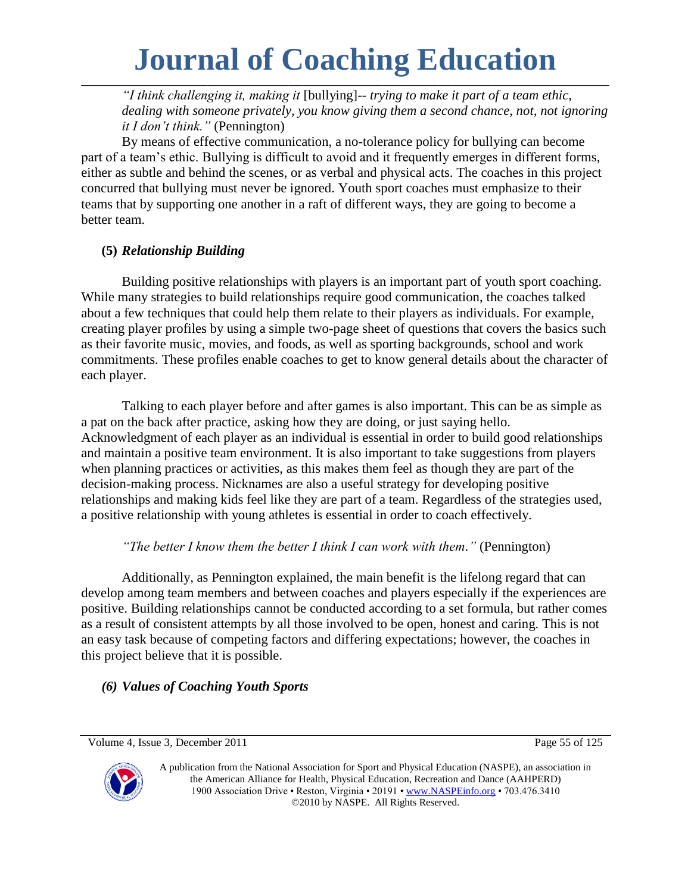*"I think challenging it, making it* [bullying]-- *trying to make it part of a team ethic, dealing with someone privately, you know giving them a second chance, not, not ignoring it I don't think."* (Pennington)

By means of effective communication, a no-tolerance policy for bullying can become part of a team's ethic. Bullying is difficult to avoid and it frequently emerges in different forms, either as subtle and behind the scenes, or as verbal and physical acts. The coaches in this project concurred that bullying must never be ignored. Youth sport coaches must emphasize to their teams that by supporting one another in a raft of different ways, they are going to become a better team.

**(5)** ***Relationship Building***

Building positive relationships with players is an important part of youth sport coaching. While many strategies to build relationships require good communication, the coaches talked about a few techniques that could help them relate to their players as individuals. For example, creating player profiles by using a simple two-page sheet of questions that covers the basics such as their favorite music, movies, and foods, as well as sporting backgrounds, school and work commitments. These profiles enable coaches to get to know general details about the character of each player.

Talking to each player before and after games is also important. This can be as simple as a pat on the back after practice, asking how they are doing, or just saying hello. Acknowledgment of each player as an individual is essential in order to build good relationships and maintain a positive team environment. It is also important to take suggestions from players when planning practices or activities, as this makes them feel as though they are part of the decision-making process. Nicknames are also a useful strategy for developing positive relationships and making kids feel like they are part of a team. Regardless of the strategies used, a positive relationship with young athletes is essential in order to coach effectively.

*"The better I know them the better I think I can work with them."* (Pennington)

Additionally, as Pennington explained, the main benefit is the lifelong regard that can develop among team members and between coaches and players especially if the experiences are positive. Building relationships cannot be conducted according to a set formula, but rather comes as a result of consistent attempts by all those involved to be open, honest and caring. This is not an easy task because of competing factors and differing expectations; however, the coaches in this project believe that it is possible.

***(6) Values of Coaching Youth Sports***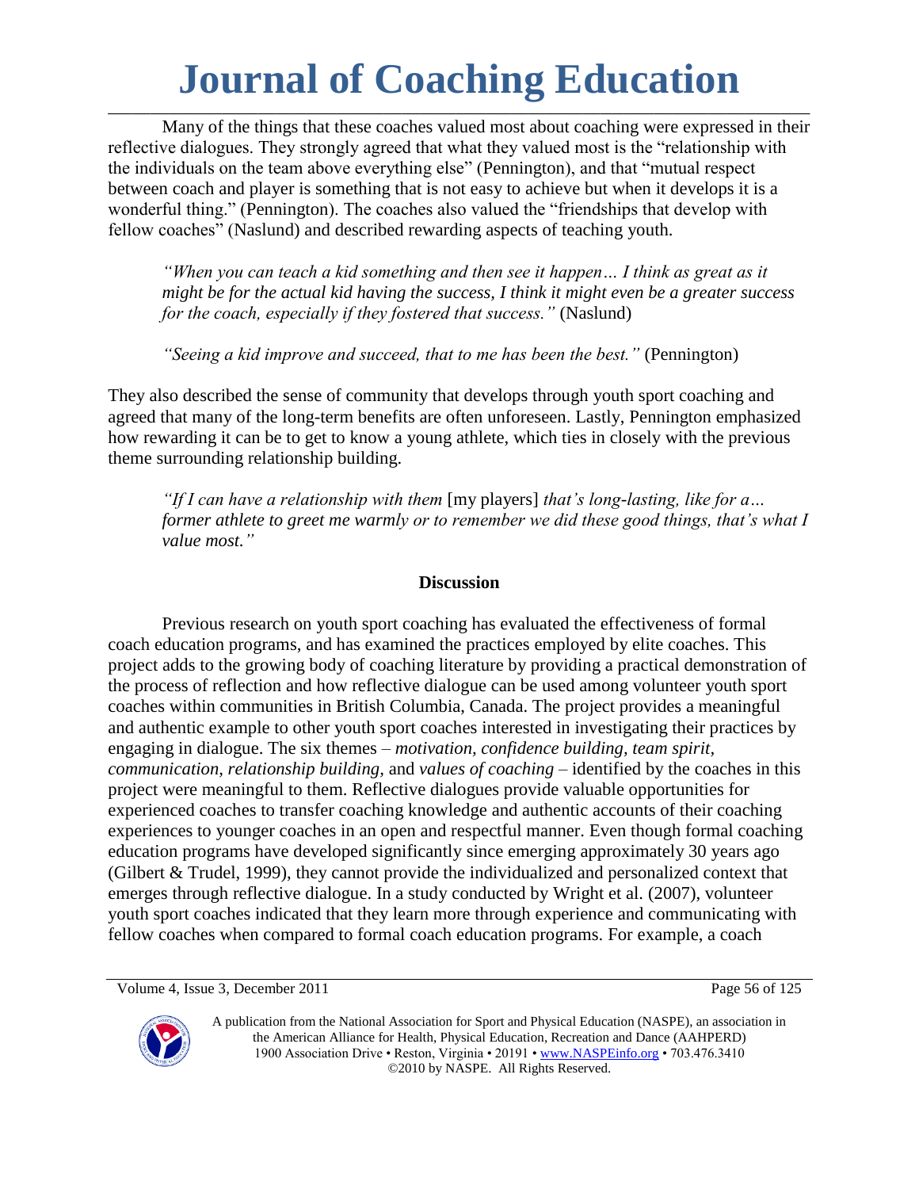Many of the things that these coaches valued most about coaching were expressed in their reflective dialogues. They strongly agreed that what they valued most is the "relationship with the individuals on the team above everything else" (Pennington), and that "mutual respect between coach and player is something that is not easy to achieve but when it develops it is a wonderful thing." (Pennington). The coaches also valued the "friendships that develop with fellow coaches" (Naslund) and described rewarding aspects of teaching youth.

> *"When you can teach a kid something and then see it happen… I think as great as it might be for the actual kid having the success, I think it might even be a greater success for the coach, especially if they fostered that success."* (Naslund)
>
> *"Seeing a kid improve and succeed, that to me has been the best."* (Pennington)

They also described the sense of community that develops through youth sport coaching and agreed that many of the long-term benefits are often unforeseen. Lastly, Pennington emphasized how rewarding it can be to get to know a young athlete, which ties in closely with the previous theme surrounding relationship building.

> *"If I can have a relationship with them* [my players] *that's long-lasting, like for a… former athlete to greet me warmly or to remember we did these good things, that's what I value most."*

## Discussion

Previous research on youth sport coaching has evaluated the effectiveness of formal coach education programs, and has examined the practices employed by elite coaches. This project adds to the growing body of coaching literature by providing a practical demonstration of the process of reflection and how reflective dialogue can be used among volunteer youth sport coaches within communities in British Columbia, Canada. The project provides a meaningful and authentic example to other youth sport coaches interested in investigating their practices by engaging in dialogue. The six themes – *motivation*, *confidence building*, *team spirit*, *communication*, *relationship building*, and *values of coaching* – identified by the coaches in this project were meaningful to them. Reflective dialogues provide valuable opportunities for experienced coaches to transfer coaching knowledge and authentic accounts of their coaching experiences to younger coaches in an open and respectful manner. Even though formal coaching education programs have developed significantly since emerging approximately 30 years ago (Gilbert & Trudel, 1999), they cannot provide the individualized and personalized context that emerges through reflective dialogue. In a study conducted by Wright et al. (2007), volunteer youth sport coaches indicated that they learn more through experience and communicating with fellow coaches when compared to formal coach education programs. For example, a coach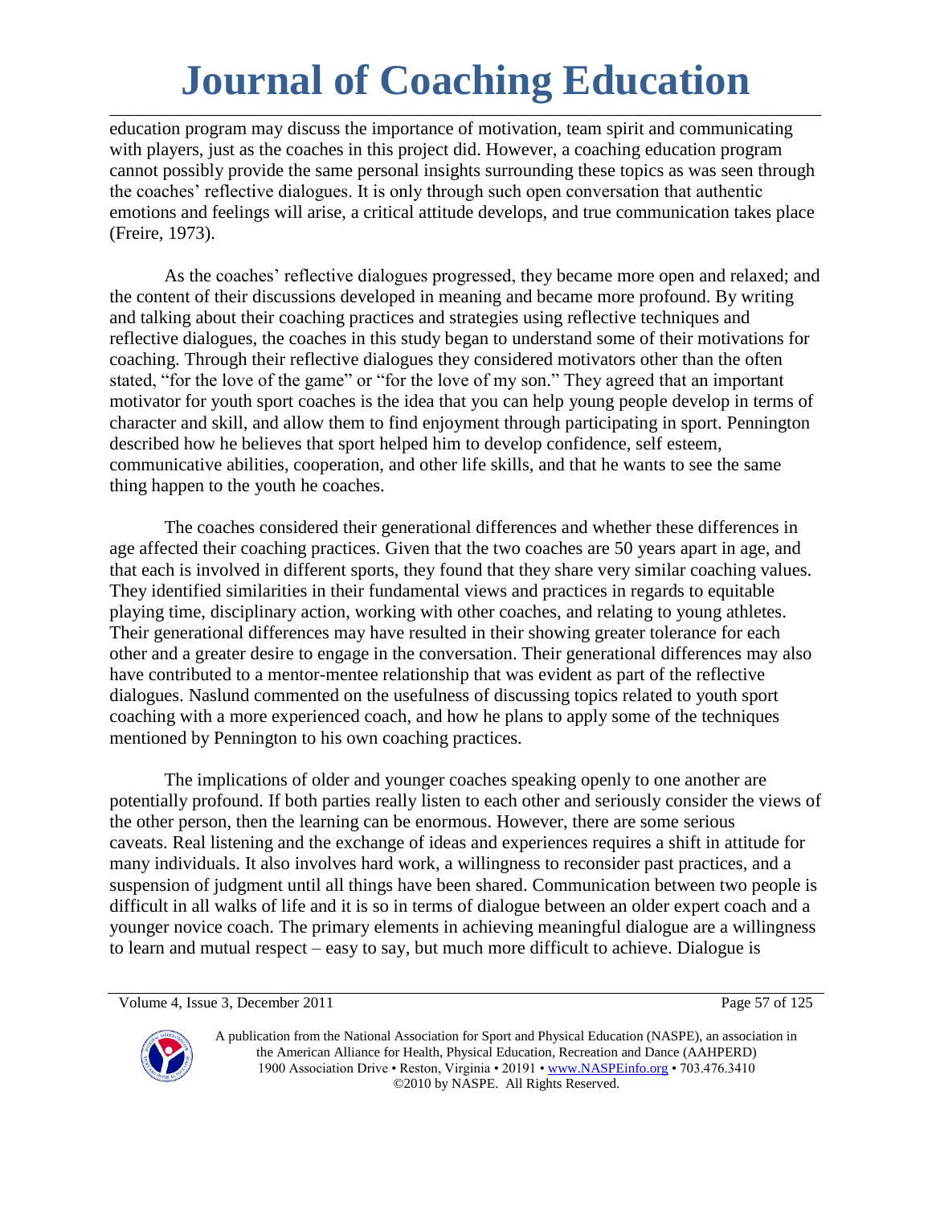education program may discuss the importance of motivation, team spirit and communicating with players, just as the coaches in this project did. However, a coaching education program cannot possibly provide the same personal insights surrounding these topics as was seen through the coaches' reflective dialogues. It is only through such open conversation that authentic emotions and feelings will arise, a critical attitude develops, and true communication takes place (Freire, 1973).

As the coaches' reflective dialogues progressed, they became more open and relaxed; and the content of their discussions developed in meaning and became more profound. By writing and talking about their coaching practices and strategies using reflective techniques and reflective dialogues, the coaches in this study began to understand some of their motivations for coaching. Through their reflective dialogues they considered motivators other than the often stated, "for the love of the game" or "for the love of my son." They agreed that an important motivator for youth sport coaches is the idea that you can help young people develop in terms of character and skill, and allow them to find enjoyment through participating in sport. Pennington described how he believes that sport helped him to develop confidence, self esteem, communicative abilities, cooperation, and other life skills, and that he wants to see the same thing happen to the youth he coaches.

The coaches considered their generational differences and whether these differences in age affected their coaching practices. Given that the two coaches are 50 years apart in age, and that each is involved in different sports, they found that they share very similar coaching values. They identified similarities in their fundamental views and practices in regards to equitable playing time, disciplinary action, working with other coaches, and relating to young athletes. Their generational differences may have resulted in their showing greater tolerance for each other and a greater desire to engage in the conversation. Their generational differences may also have contributed to a mentor-mentee relationship that was evident as part of the reflective dialogues. Naslund commented on the usefulness of discussing topics related to youth sport coaching with a more experienced coach, and how he plans to apply some of the techniques mentioned by Pennington to his own coaching practices.

The implications of older and younger coaches speaking openly to one another are potentially profound. If both parties really listen to each other and seriously consider the views of the other person, then the learning can be enormous. However, there are some serious caveats. Real listening and the exchange of ideas and experiences requires a shift in attitude for many individuals. It also involves hard work, a willingness to reconsider past practices, and a suspension of judgment until all things have been shared. Communication between two people is difficult in all walks of life and it is so in terms of dialogue between an older expert coach and a younger novice coach. The primary elements in achieving meaningful dialogue are a willingness to learn and mutual respect – easy to say, but much more difficult to achieve. Dialogue is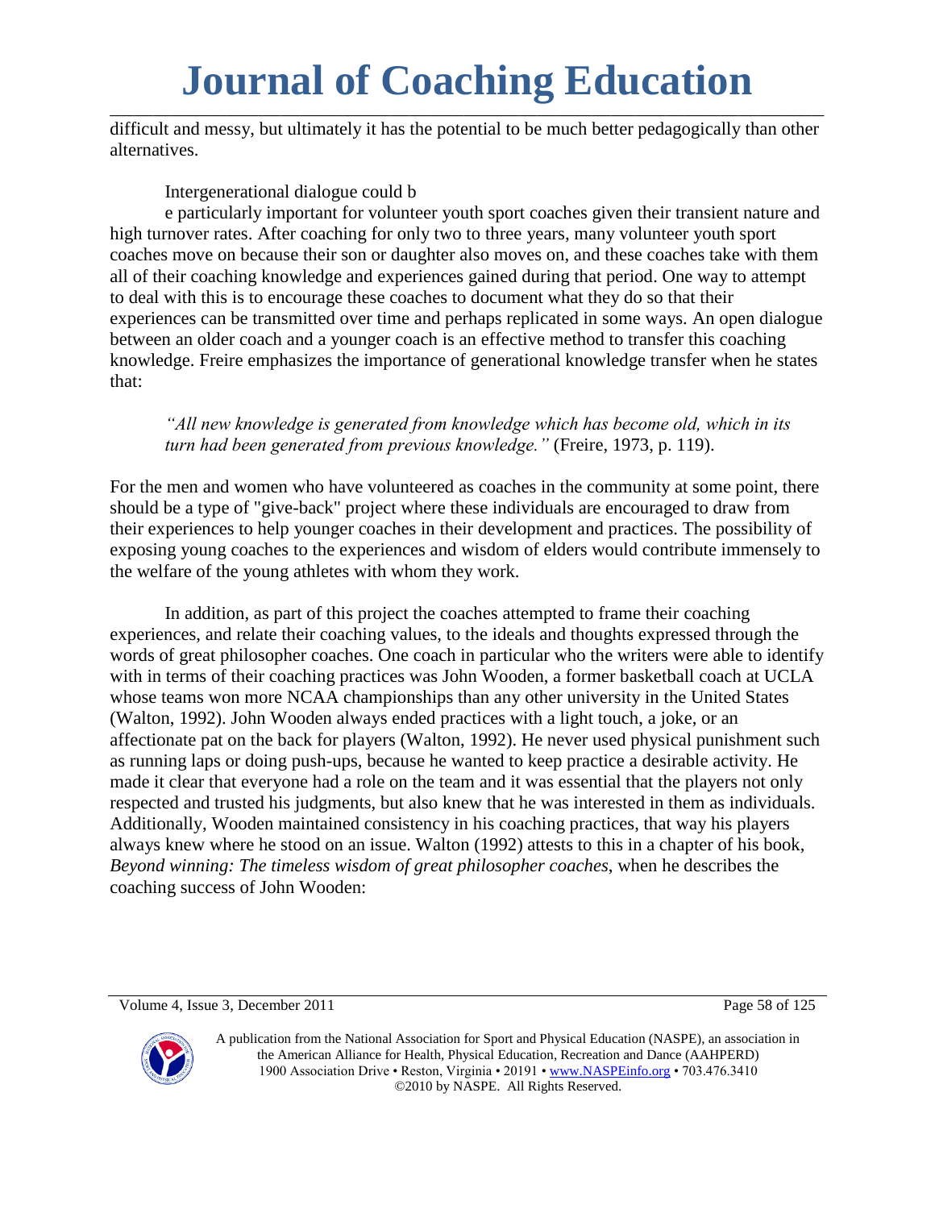difficult and messy, but ultimately it has the potential to be much better pedagogically than other alternatives.

Intergenerational dialogue could be particularly important for volunteer youth sport coaches given their transient nature and high turnover rates. After coaching for only two to three years, many volunteer youth sport coaches move on because their son or daughter also moves on, and these coaches take with them all of their coaching knowledge and experiences gained during that period. One way to attempt to deal with this is to encourage these coaches to document what they do so that their experiences can be transmitted over time and perhaps replicated in some ways. An open dialogue between an older coach and a younger coach is an effective method to transfer this coaching knowledge. Freire emphasizes the importance of generational knowledge transfer when he states that:

> *"All new knowledge is generated from knowledge which has become old, which in its turn had been generated from previous knowledge."* (Freire, 1973, p. 119).

For the men and women who have volunteered as coaches in the community at some point, there should be a type of "give-back" project where these individuals are encouraged to draw from their experiences to help younger coaches in their development and practices. The possibility of exposing young coaches to the experiences and wisdom of elders would contribute immensely to the welfare of the young athletes with whom they work.

In addition, as part of this project the coaches attempted to frame their coaching experiences, and relate their coaching values, to the ideals and thoughts expressed through the words of great philosopher coaches. One coach in particular who the writers were able to identify with in terms of their coaching practices was John Wooden, a former basketball coach at UCLA whose teams won more NCAA championships than any other university in the United States (Walton, 1992). John Wooden always ended practices with a light touch, a joke, or an affectionate pat on the back for players (Walton, 1992). He never used physical punishment such as running laps or doing push-ups, because he wanted to keep practice a desirable activity. He made it clear that everyone had a role on the team and it was essential that the players not only respected and trusted his judgments, but also knew that he was interested in them as individuals. Additionally, Wooden maintained consistency in his coaching practices, that way his players always knew where he stood on an issue. Walton (1992) attests to this in a chapter of his book, *Beyond winning: The timeless wisdom of great philosopher coaches*, when he describes the coaching success of John Wooden: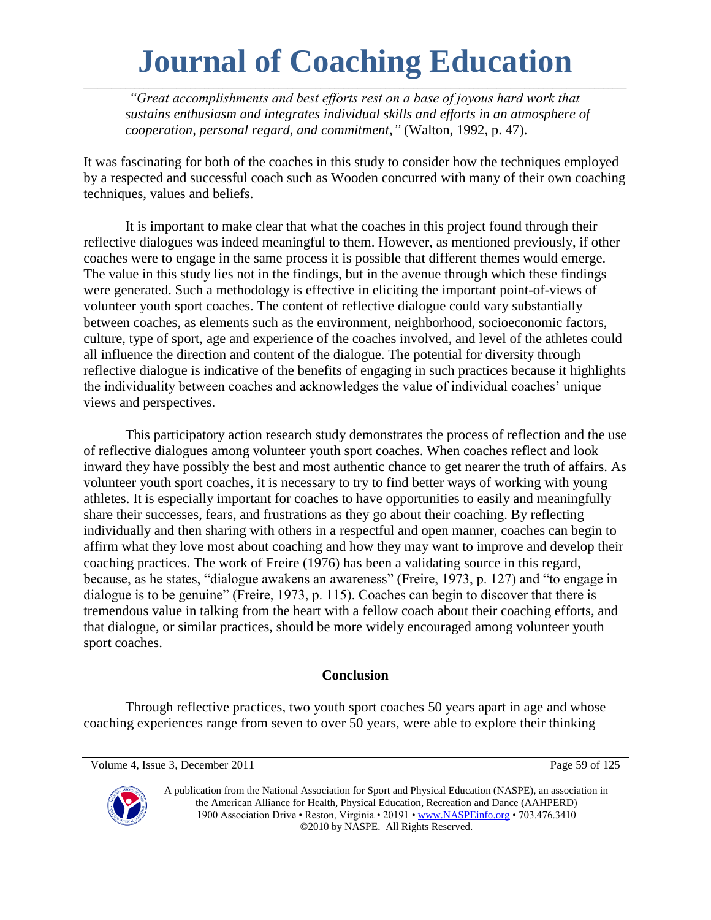> *"Great accomplishments and best efforts rest on a base of joyous hard work that sustains enthusiasm and integrates individual skills and efforts in an atmosphere of cooperation, personal regard, and commitment,"* (Walton, 1992, p. 47).

It was fascinating for both of the coaches in this study to consider how the techniques employed by a respected and successful coach such as Wooden concurred with many of their own coaching techniques, values and beliefs.

It is important to make clear that what the coaches in this project found through their reflective dialogues was indeed meaningful to them. However, as mentioned previously, if other coaches were to engage in the same process it is possible that different themes would emerge. The value in this study lies not in the findings, but in the avenue through which these findings were generated. Such a methodology is effective in eliciting the important point-of-views of volunteer youth sport coaches. The content of reflective dialogue could vary substantially between coaches, as elements such as the environment, neighborhood, socioeconomic factors, culture, type of sport, age and experience of the coaches involved, and level of the athletes could all influence the direction and content of the dialogue. The potential for diversity through reflective dialogue is indicative of the benefits of engaging in such practices because it highlights the individuality between coaches and acknowledges the value of individual coaches' unique views and perspectives.

This participatory action research study demonstrates the process of reflection and the use of reflective dialogues among volunteer youth sport coaches. When coaches reflect and look inward they have possibly the best and most authentic chance to get nearer the truth of affairs. As volunteer youth sport coaches, it is necessary to try to find better ways of working with young athletes. It is especially important for coaches to have opportunities to easily and meaningfully share their successes, fears, and frustrations as they go about their coaching. By reflecting individually and then sharing with others in a respectful and open manner, coaches can begin to affirm what they love most about coaching and how they may want to improve and develop their coaching practices. The work of Freire (1976) has been a validating source in this regard, because, as he states, "dialogue awakens an awareness" (Freire, 1973, p. 127) and "to engage in dialogue is to be genuine" (Freire, 1973, p. 115). Coaches can begin to discover that there is tremendous value in talking from the heart with a fellow coach about their coaching efforts, and that dialogue, or similar practices, should be more widely encouraged among volunteer youth sport coaches.

## Conclusion

Through reflective practices, two youth sport coaches 50 years apart in age and whose coaching experiences range from seven to over 50 years, were able to explore their thinking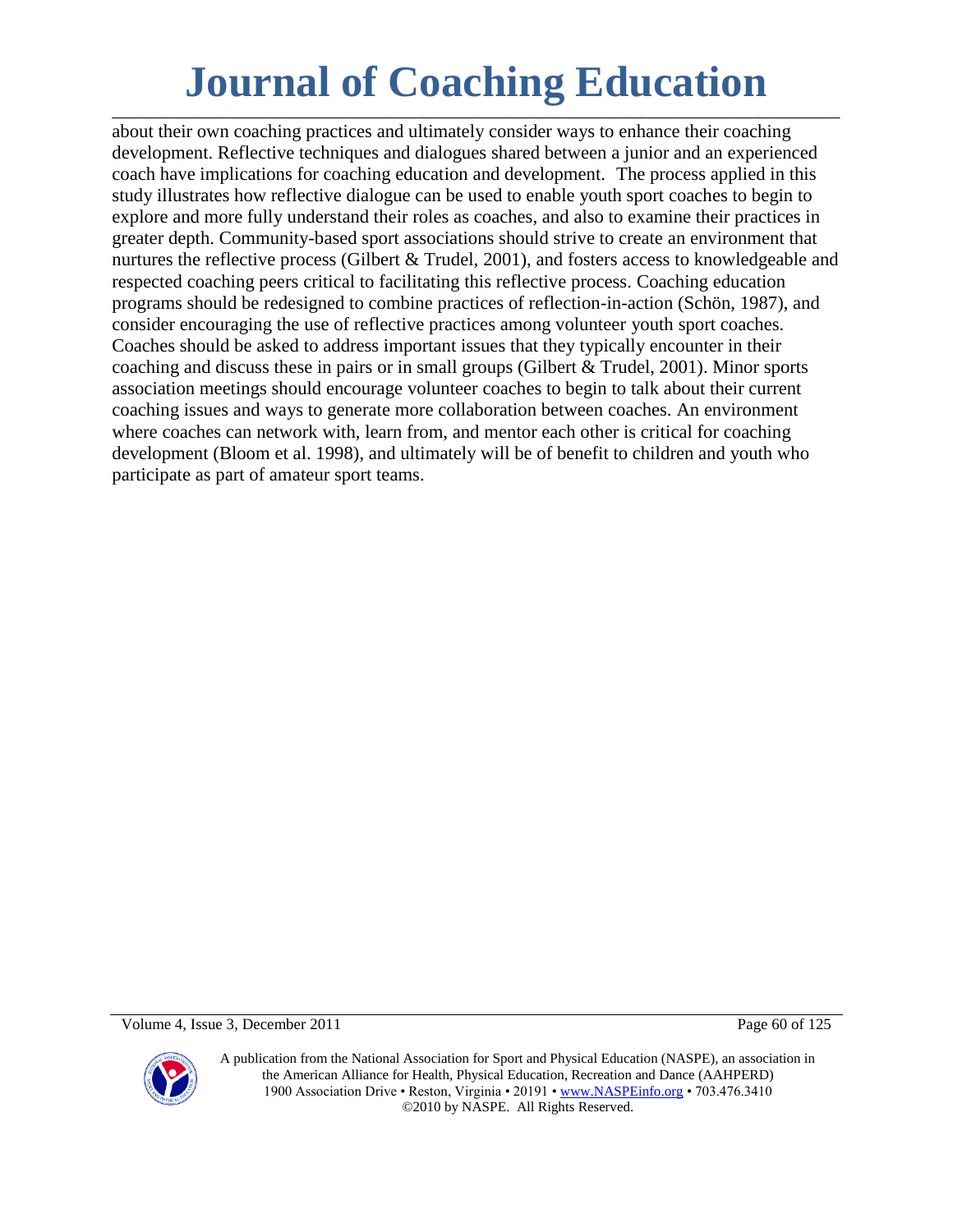about their own coaching practices and ultimately consider ways to enhance their coaching development. Reflective techniques and dialogues shared between a junior and an experienced coach have implications for coaching education and development. The process applied in this study illustrates how reflective dialogue can be used to enable youth sport coaches to begin to explore and more fully understand their roles as coaches, and also to examine their practices in greater depth. Community-based sport associations should strive to create an environment that nurtures the reflective process (Gilbert & Trudel, 2001), and fosters access to knowledgeable and respected coaching peers critical to facilitating this reflective process. Coaching education programs should be redesigned to combine practices of reflection-in-action (Schön, 1987), and consider encouraging the use of reflective practices among volunteer youth sport coaches. Coaches should be asked to address important issues that they typically encounter in their coaching and discuss these in pairs or in small groups (Gilbert & Trudel, 2001). Minor sports association meetings should encourage volunteer coaches to begin to talk about their current coaching issues and ways to generate more collaboration between coaches. An environment where coaches can network with, learn from, and mentor each other is critical for coaching development (Bloom et al. 1998), and ultimately will be of benefit to children and youth who participate as part of amateur sport teams.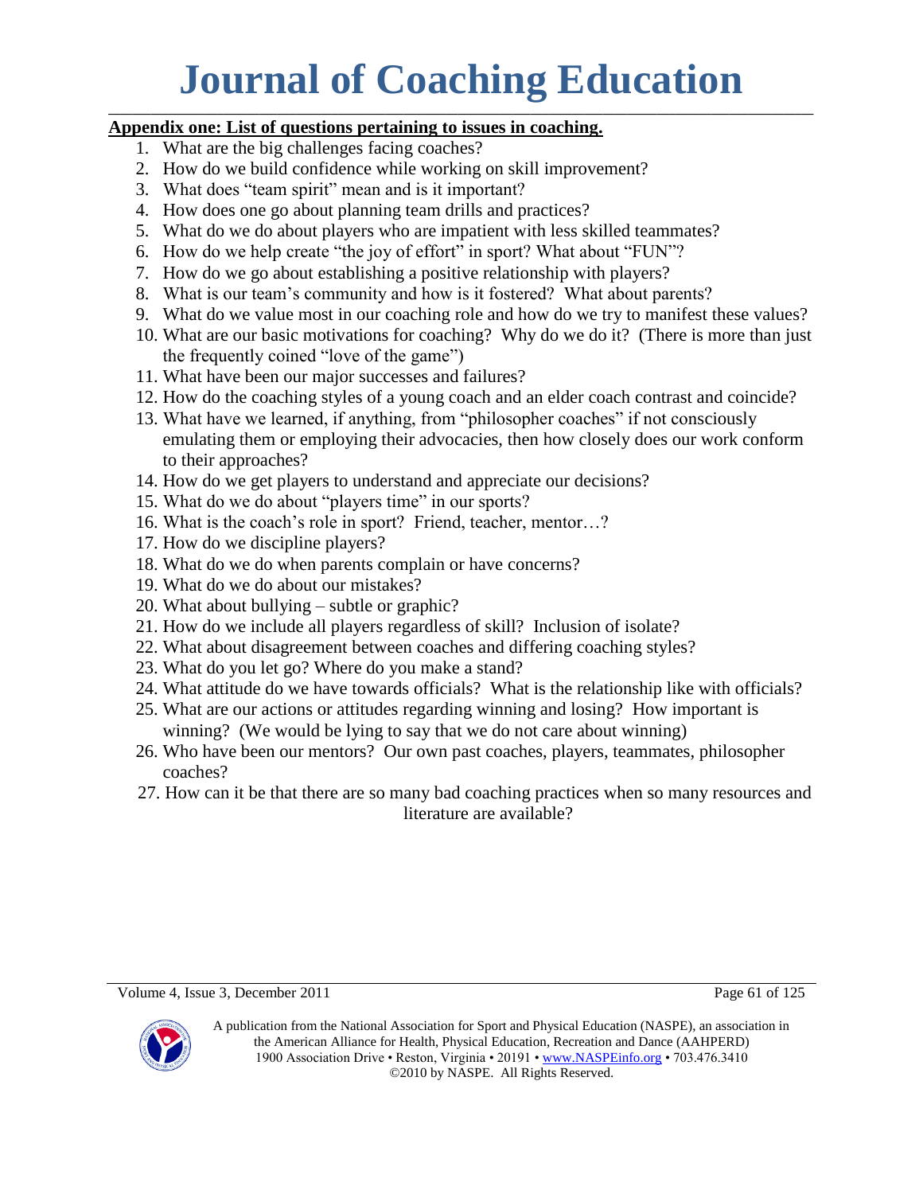**<u>Appendix one: List of questions pertaining to issues in coaching.</u>**

1. What are the big challenges facing coaches?
2. How do we build confidence while working on skill improvement?
3. What does "team spirit" mean and is it important?
4. How does one go about planning team drills and practices?
5. What do we do about players who are impatient with less skilled teammates?
6. How do we help create "the joy of effort" in sport? What about "FUN"?
7. How do we go about establishing a positive relationship with players?
8. What is our team's community and how is it fostered? What about parents?
9. What do we value most in our coaching role and how do we try to manifest these values?
10. What are our basic motivations for coaching? Why do we do it? (There is more than just the frequently coined "love of the game")
11. What have been our major successes and failures?
12. How do the coaching styles of a young coach and an elder coach contrast and coincide?
13. What have we learned, if anything, from "philosopher coaches" if not consciously emulating them or employing their advocacies, then how closely does our work conform to their approaches?
14. How do we get players to understand and appreciate our decisions?
15. What do we do about "players time" in our sports?
16. What is the coach's role in sport? Friend, teacher, mentor…?
17. How do we discipline players?
18. What do we do when parents complain or have concerns?
19. What do we do about our mistakes?
20. What about bullying – subtle or graphic?
21. How do we include all players regardless of skill? Inclusion of isolate?
22. What about disagreement between coaches and differing coaching styles?
23. What do you let go? Where do you make a stand?
24. What attitude do we have towards officials? What is the relationship like with officials?
25. What are our actions or attitudes regarding winning and losing? How important is winning? (We would be lying to say that we do not care about winning)
26. Who have been our mentors? Our own past coaches, players, teammates, philosopher coaches?
27. How can it be that there are so many bad coaching practices when so many resources and literature are available?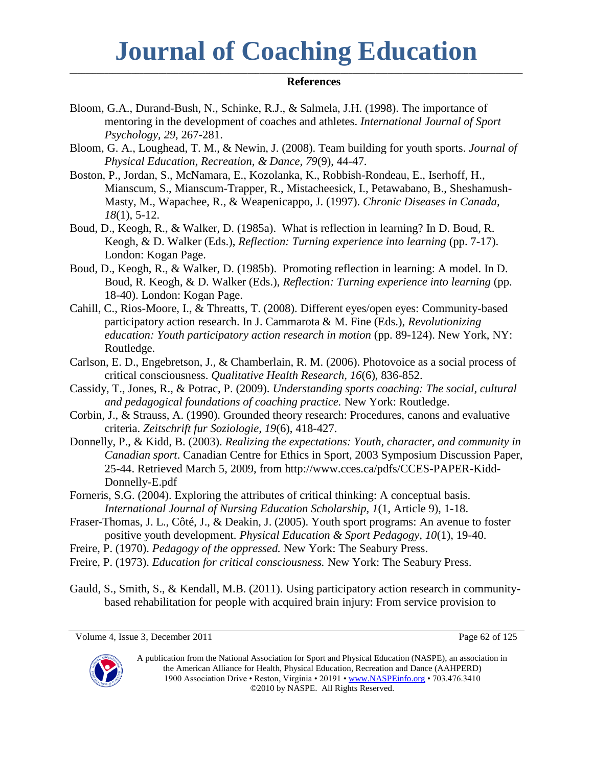**References**

Bloom, G.A., Durand-Bush, N., Schinke, R.J., & Salmela, J.H. (1998). The importance of mentoring in the development of coaches and athletes. *International Journal of Sport Psychology, 29*, 267-281.

Bloom, G. A., Loughead, T. M., & Newin, J. (2008). Team building for youth sports. *Journal of Physical Education, Recreation, & Dance, 79*(9), 44-47.

Boston, P., Jordan, S., McNamara, E., Kozolanka, K., Robbish-Rondeau, E., Iserhoff, H., Mianscum, S., Mianscum-Trapper, R., Mistacheesick, I., Petawabano, B., Sheshamush-Masty, M., Wapachee, R., & Weapenicappo, J. (1997). *Chronic Diseases in Canada, 18*(1), 5-12.

Boud, D., Keogh, R., & Walker, D. (1985a). What is reflection in learning? In D. Boud, R. Keogh, & D. Walker (Eds.), *Reflection: Turning experience into learning* (pp. 7-17). London: Kogan Page.

Boud, D., Keogh, R., & Walker, D. (1985b). Promoting reflection in learning: A model. In D. Boud, R. Keogh, & D. Walker (Eds.), *Reflection: Turning experience into learning* (pp. 18-40). London: Kogan Page.

Cahill, C., Rios-Moore, I., & Threatts, T. (2008). Different eyes/open eyes: Community-based participatory action research. In J. Cammarota & M. Fine (Eds.), *Revolutionizing education: Youth participatory action research in motion* (pp. 89-124). New York, NY: Routledge.

Carlson, E. D., Engebretson, J., & Chamberlain, R. M. (2006). Photovoice as a social process of critical consciousness. *Qualitative Health Research, 16*(6), 836-852.

Cassidy, T., Jones, R., & Potrac, P. (2009). *Understanding sports coaching: The social, cultural and pedagogical foundations of coaching practice.* New York: Routledge.

Corbin, J., & Strauss, A. (1990). Grounded theory research: Procedures, canons and evaluative criteria. *Zeitschrift fur Soziologie, 19*(6), 418-427.

Donnelly, P., & Kidd, B. (2003). *Realizing the expectations: Youth, character, and community in Canadian sport*. Canadian Centre for Ethics in Sport, 2003 Symposium Discussion Paper, 25-44. Retrieved March 5, 2009, from http://www.cces.ca/pdfs/CCES-PAPER-Kidd-Donnelly-E.pdf

Forneris, S.G. (2004). Exploring the attributes of critical thinking: A conceptual basis. *International Journal of Nursing Education Scholarship, 1*(1, Article 9), 1-18.

Fraser-Thomas, J. L., Côté, J., & Deakin, J. (2005). Youth sport programs: An avenue to foster positive youth development. *Physical Education & Sport Pedagogy, 10*(1), 19-40.

Freire, P. (1970). *Pedagogy of the oppressed.* New York: The Seabury Press.

Freire, P. (1973). *Education for critical consciousness.* New York: The Seabury Press.

Gauld, S., Smith, S., & Kendall, M.B. (2011). Using participatory action research in community-based rehabilitation for people with acquired brain injury: From service provision to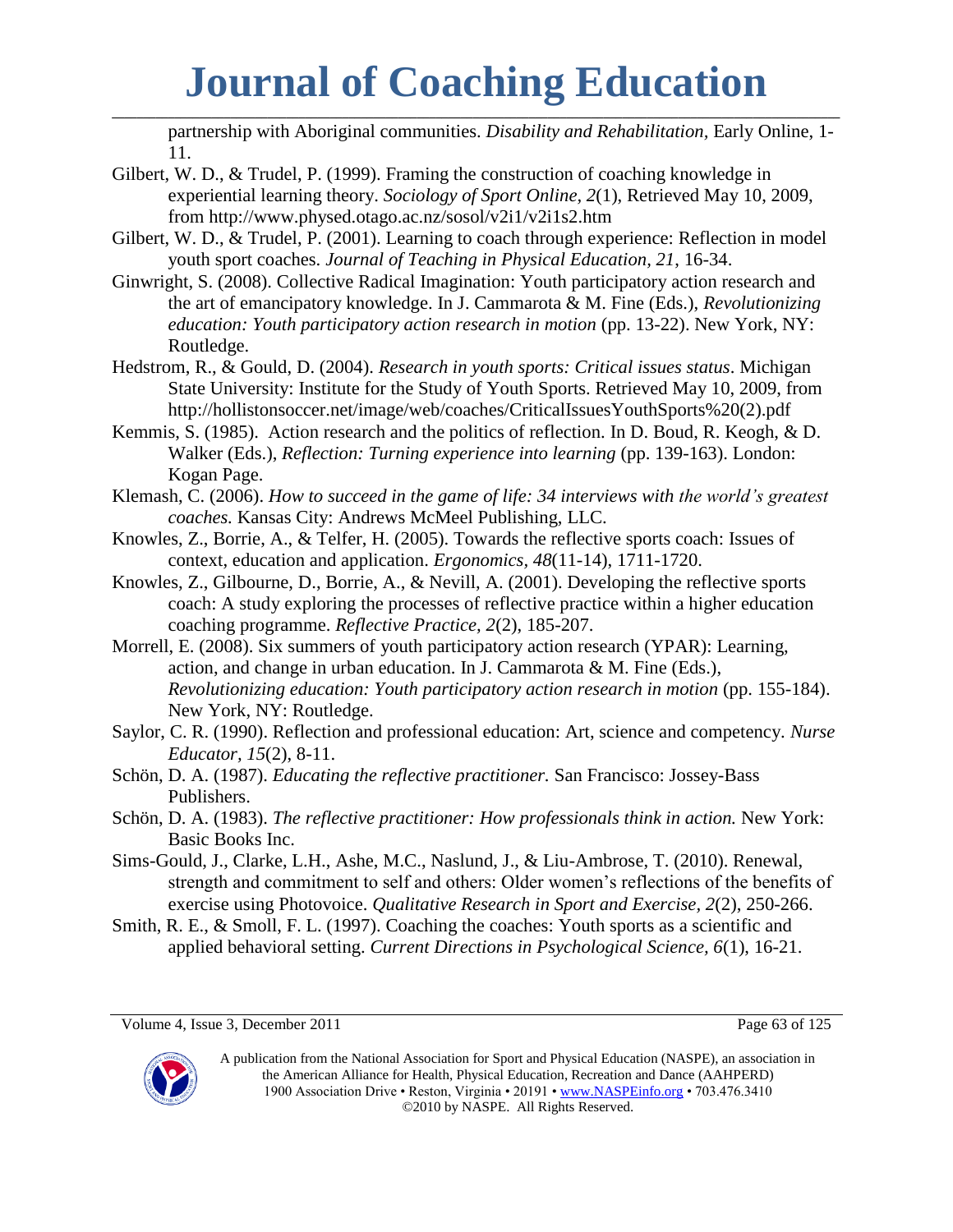partnership with Aboriginal communities. *Disability and Rehabilitation*, Early Online, 1-11.

Gilbert, W. D., & Trudel, P. (1999). Framing the construction of coaching knowledge in experiential learning theory. *Sociology of Sport Online, 2*(1), Retrieved May 10, 2009, from http://www.physed.otago.ac.nz/sosol/v2i1/v2i1s2.htm

Gilbert, W. D., & Trudel, P. (2001). Learning to coach through experience: Reflection in model youth sport coaches. *Journal of Teaching in Physical Education, 21*, 16-34.

Ginwright, S. (2008). Collective Radical Imagination: Youth participatory action research and the art of emancipatory knowledge. In J. Cammarota & M. Fine (Eds.), *Revolutionizing education: Youth participatory action research in motion* (pp. 13-22). New York, NY: Routledge.

Hedstrom, R., & Gould, D. (2004). *Research in youth sports: Critical issues status*. Michigan State University: Institute for the Study of Youth Sports. Retrieved May 10, 2009, from http://hollistonsoccer.net/image/web/coaches/CriticalIssuesYouthSports%20(2).pdf

Kemmis, S. (1985). Action research and the politics of reflection. In D. Boud, R. Keogh, & D. Walker (Eds.), *Reflection: Turning experience into learning* (pp. 139-163). London: Kogan Page.

Klemash, C. (2006). *How to succeed in the game of life: 34 interviews with the world's greatest coaches.* Kansas City: Andrews McMeel Publishing, LLC.

Knowles, Z., Borrie, A., & Telfer, H. (2005). Towards the reflective sports coach: Issues of context, education and application. *Ergonomics, 48*(11-14), 1711-1720.

Knowles, Z., Gilbourne, D., Borrie, A., & Nevill, A. (2001). Developing the reflective sports coach: A study exploring the processes of reflective practice within a higher education coaching programme. *Reflective Practice, 2*(2), 185-207.

Morrell, E. (2008). Six summers of youth participatory action research (YPAR): Learning, action, and change in urban education. In J. Cammarota & M. Fine (Eds.), *Revolutionizing education: Youth participatory action research in motion* (pp. 155-184). New York, NY: Routledge.

Saylor, C. R. (1990). Reflection and professional education: Art, science and competency. *Nurse Educator, 15*(2), 8-11.

Schön, D. A. (1987). *Educating the reflective practitioner.* San Francisco: Jossey-Bass Publishers.

Schön, D. A. (1983). *The reflective practitioner: How professionals think in action.* New York: Basic Books Inc.

Sims-Gould, J., Clarke, L.H., Ashe, M.C., Naslund, J., & Liu-Ambrose, T. (2010). Renewal, strength and commitment to self and others: Older women's reflections of the benefits of exercise using Photovoice. *Qualitative Research in Sport and Exercise, 2*(2), 250-266.

Smith, R. E., & Smoll, F. L. (1997). Coaching the coaches: Youth sports as a scientific and applied behavioral setting. *Current Directions in Psychological Science, 6*(1), 16-21.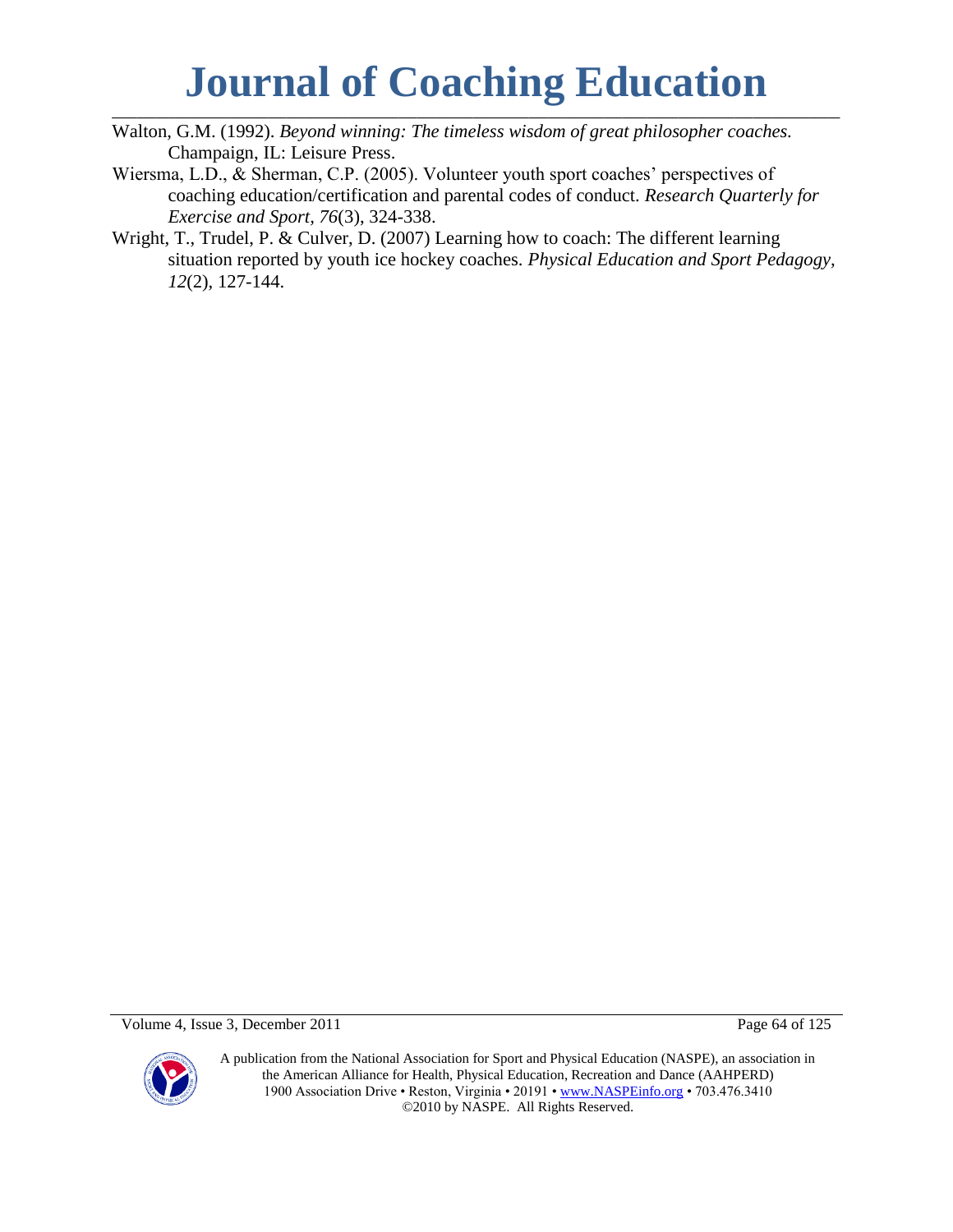Walton, G.M. (1992). *Beyond winning: The timeless wisdom of great philosopher coaches.* Champaign, IL: Leisure Press.

Wiersma, L.D., & Sherman, C.P. (2005). Volunteer youth sport coaches' perspectives of coaching education/certification and parental codes of conduct. *Research Quarterly for Exercise and Sport, 76*(3), 324-338.

Wright, T., Trudel, P. & Culver, D. (2007) Learning how to coach: The different learning situation reported by youth ice hockey coaches. *Physical Education and Sport Pedagogy, 12*(2), 127-144.